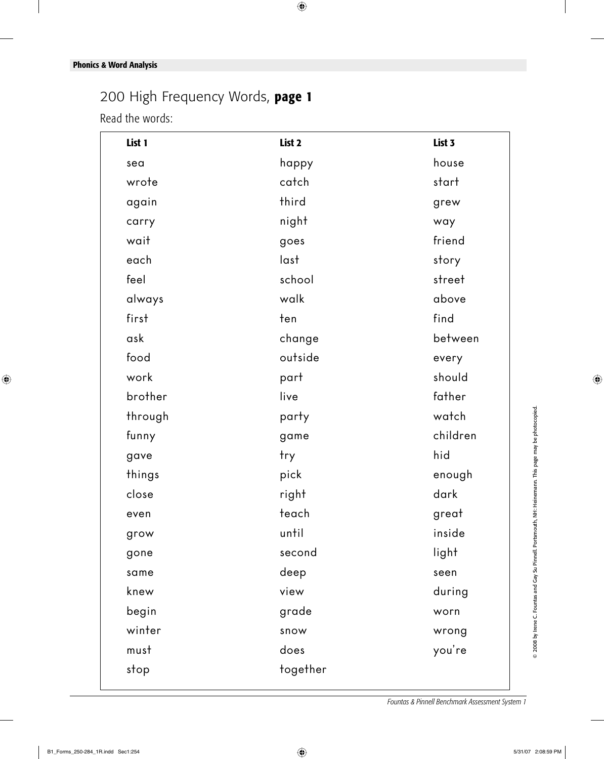**Phonics & Word Analysis**

# 200 High Frequency Words, **page 1**

Read the words:

| List 1 | List 2 | List 3 |
|---|---|---|
| sea | happy | house |
| wrote | catch | start |
| again | third | grew |
| carry | night | way |
| wait | goes | friend |
| each | last | story |
| feel | school | street |
| always | walk | above |
| first | ten | find |
| ask | change | between |
| food | outside | every |
| work | part | should |
| brother | live | father |
| through | party | watch |
| funny | game | children |
| gave | try | hid |
| things | pick | enough |
| close | right | dark |
| even | teach | great |
| grow | until | inside |
| gone | second | light |
| same | deep | seen |
| knew | view | during |
| begin | grade | worn |
| winter | snow | wrong |
| must | does | you're |
| stop | together | |

© 2008 by Irene C. Fountas and Gay Su Pinnell. Portsmouth, NH: Heinemann. This page may be photocopied.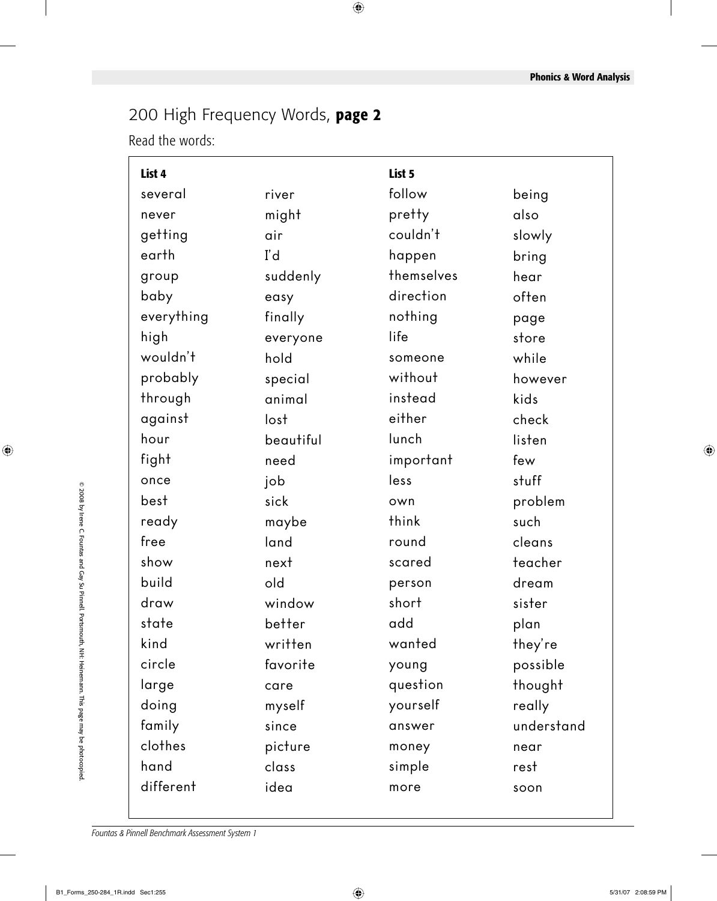# 200 High Frequency Words, **page 2**

Read the words:

| **List 4** | | **List 5** | |
|---|---|---|---|
| several | river | follow | being |
| never | might | pretty | also |
| getting | air | couldn't | slowly |
| earth | I'd | happen | bring |
| group | suddenly | themselves | hear |
| baby | easy | direction | often |
| everything | finally | nothing | page |
| high | everyone | life | store |
| wouldn't | hold | someone | while |
| probably | special | without | however |
| through | animal | instead | kids |
| against | lost | either | check |
| hour | beautiful | lunch | listen |
| fight | need | important | few |
| once | job | less | stuff |
| best | sick | own | problem |
| ready | maybe | think | such |
| free | land | round | cleans |
| show | next | scared | teacher |
| build | old | person | dream |
| draw | window | short | sister |
| state | better | add | plan |
| kind | written | wanted | they're |
| circle | favorite | young | possible |
| large | care | question | thought |
| doing | myself | yourself | really |
| family | since | answer | understand |
| clothes | picture | money | near |
| hand | class | simple | rest |
| different | idea | more | soon |

© 2008 by Irene C. Fountas and Gay Su Pinnell. Portsmouth, NH: Heinemann. This page may be photocopied.